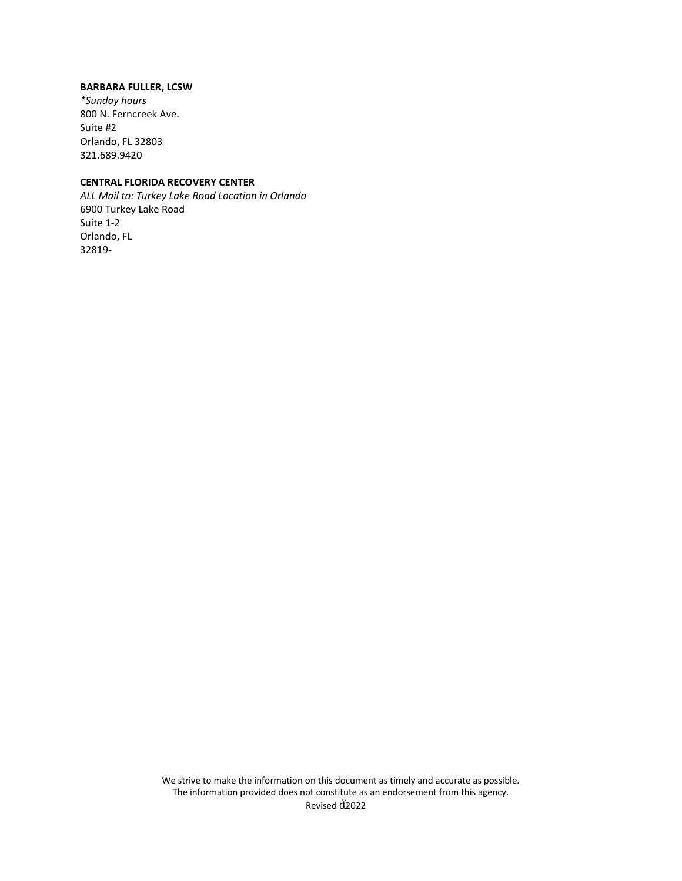**BARBARA FULLER, LCSW**
*\*Sunday hours*
800 N. Ferncreek Ave.
Suite #2
Orlando, FL 32803
321.689.9420

**CENTRAL FLORIDA RECOVERY CENTER**
*ALL Mail to: Turkey Lake Road Location in Orlando*
6900 Turkey Lake Road
Suite 1-2
Orlando, FL
32819-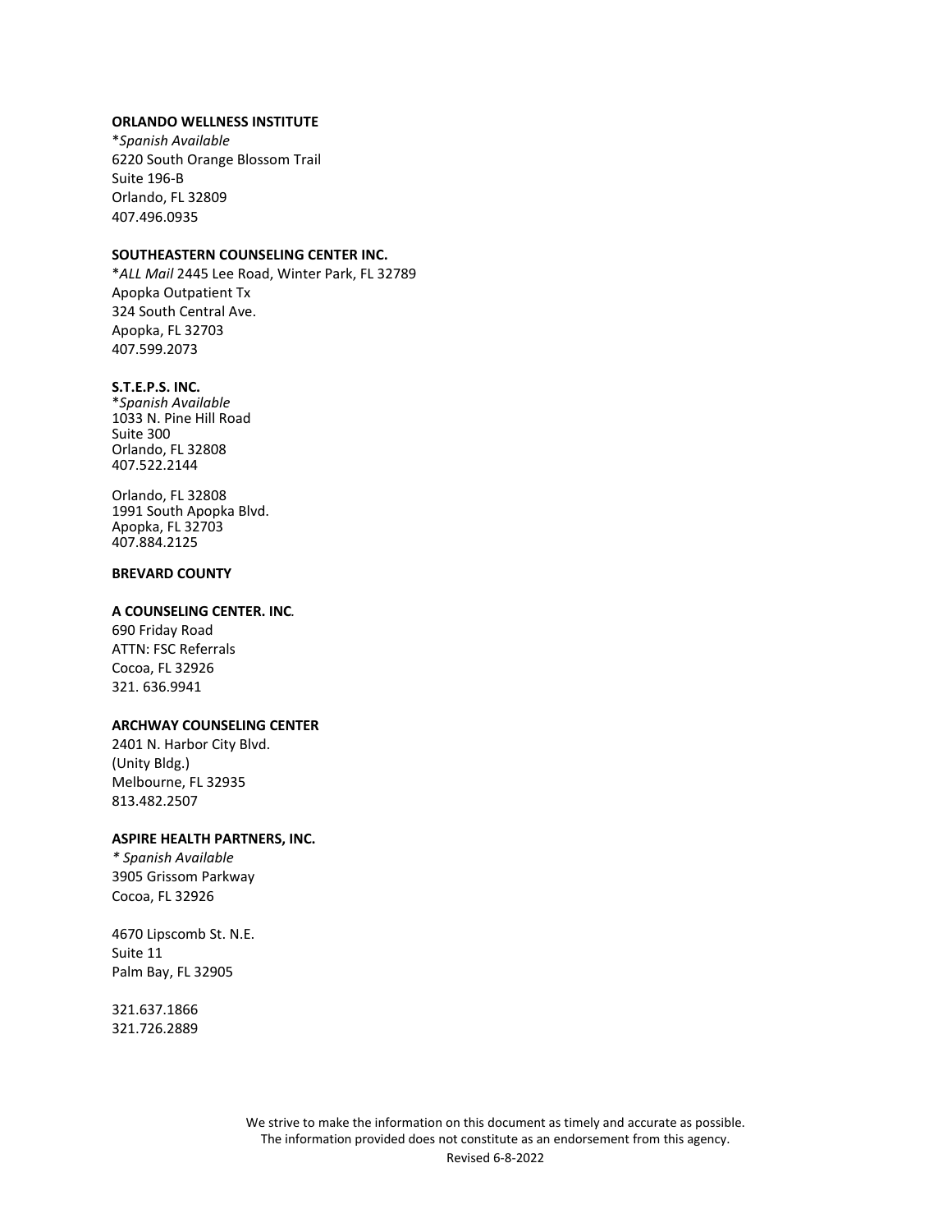**ORLANDO WELLNESS INSTITUTE**
**Spanish Available*
6220 South Orange Blossom Trail
Suite 196-B
Orlando, FL 32809
407.496.0935

**SOUTHEASTERN COUNSELING CENTER INC.**
**ALL Mail* 2445 Lee Road, Winter Park, FL 32789
Apopka Outpatient Tx
324 South Central Ave.
Apopka, FL 32703
407.599.2073

**S.T.E.P.S. INC.**
**Spanish Available*
1033 N. Pine Hill Road
Suite 300
Orlando, FL 32808
407.522.2144

Orlando, FL 32808
1991 South Apopka Blvd.
Apopka, FL 32703
407.884.2125

## BREVARD COUNTY

**A COUNSELING CENTER. INC.**
690 Friday Road
ATTN: FSC Referrals
Cocoa, FL 32926
321. 636.9941

**ARCHWAY COUNSELING CENTER**
2401 N. Harbor City Blvd.
(Unity Bldg.)
Melbourne, FL 32935
813.482.2507

**ASPIRE HEALTH PARTNERS, INC.**
** Spanish Available*
3905 Grissom Parkway
Cocoa, FL 32926

4670 Lipscomb St. N.E.
Suite 11
Palm Bay, FL 32905

321.637.1866
321.726.2889

We strive to make the information on this document as timely and accurate as possible.
The information provided does not constitute as an endorsement from this agency.
Revised 6-8-2022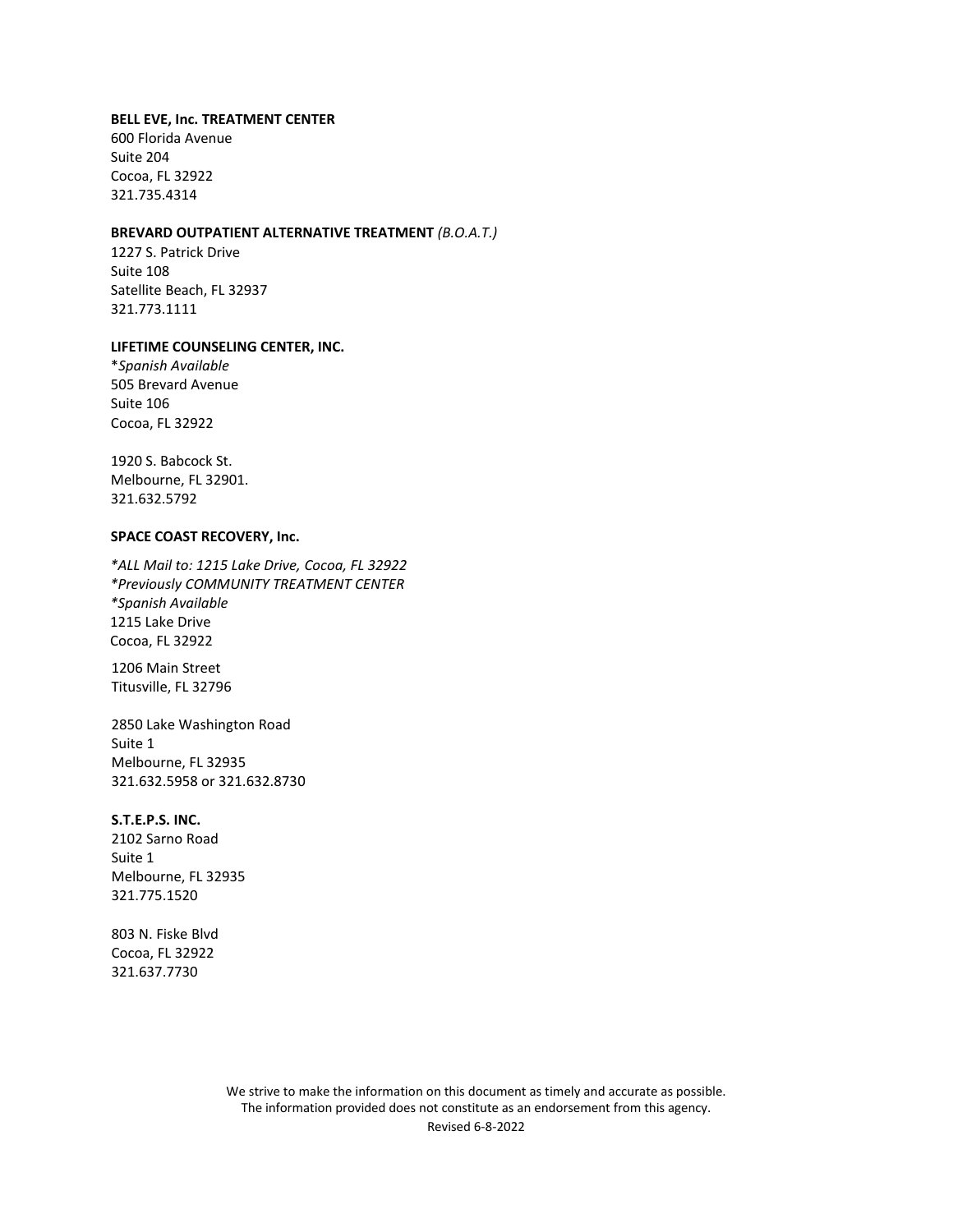**BELL EVE, Inc. TREATMENT CENTER**
600 Florida Avenue
Suite 204
Cocoa, FL 32922
321.735.4314

**BREVARD OUTPATIENT ALTERNATIVE TREATMENT** *(B.O.A.T.)*
1227 S. Patrick Drive
Suite 108
Satellite Beach, FL 32937
321.773.1111

**LIFETIME COUNSELING CENTER, INC.**
*Spanish Available*
505 Brevard Avenue
Suite 106
Cocoa, FL 32922

1920 S. Babcock St.
Melbourne, FL 32901.
321.632.5792

**SPACE COAST RECOVERY, Inc.**

*\*ALL Mail to: 1215 Lake Drive, Cocoa, FL 32922*
*\*Previously COMMUNITY TREATMENT CENTER*
*\*Spanish Available*
1215 Lake Drive
Cocoa, FL 32922

1206 Main Street
Titusville, FL 32796

2850 Lake Washington Road
Suite 1
Melbourne, FL 32935
321.632.5958 or 321.632.8730

**S.T.E.P.S. INC.**
2102 Sarno Road
Suite 1
Melbourne, FL 32935
321.775.1520

803 N. Fiske Blvd
Cocoa, FL 32922
321.637.7730

We strive to make the information on this document as timely and accurate as possible.
The information provided does not constitute as an endorsement from this agency.
Revised 6-8-2022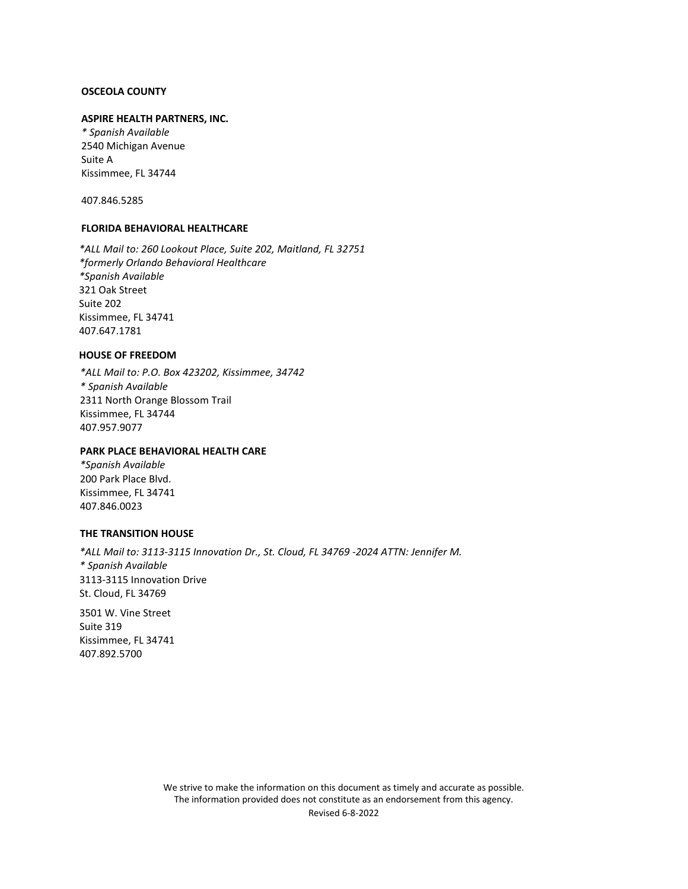**OSCEOLA COUNTY**

**ASPIRE HEALTH PARTNERS, INC.**

*\* Spanish Available*
2540 Michigan Avenue
Suite A
Kissimmee, FL 34744

407.846.5285

**FLORIDA BEHAVIORAL HEALTHCARE**

*\*ALL Mail to: 260 Lookout Place, Suite 202, Maitland, FL 32751*
*\*formerly Orlando Behavioral Healthcare*
*\*Spanish Available*
321 Oak Street
Suite 202
Kissimmee, FL 34741
407.647.1781

**HOUSE OF FREEDOM**

*\*ALL Mail to: P.O. Box 423202, Kissimmee, 34742*
*\* Spanish Available*
2311 North Orange Blossom Trail
Kissimmee, FL 34744
407.957.9077

**PARK PLACE BEHAVIORAL HEALTH CARE**

*\*Spanish Available*
200 Park Place Blvd.
Kissimmee, FL 34741
407.846.0023

**THE TRANSITION HOUSE**

*\*ALL Mail to: 3113-3115 Innovation Dr., St. Cloud, FL 34769 -2024 ATTN: Jennifer M.*
*\* Spanish Available*
3113-3115 Innovation Drive
St. Cloud, FL 34769

3501 W. Vine Street
Suite 319
Kissimmee, FL 34741
407.892.5700

We strive to make the information on this document as timely and accurate as possible.
The information provided does not constitute as an endorsement from this agency.
Revised 6-8-2022